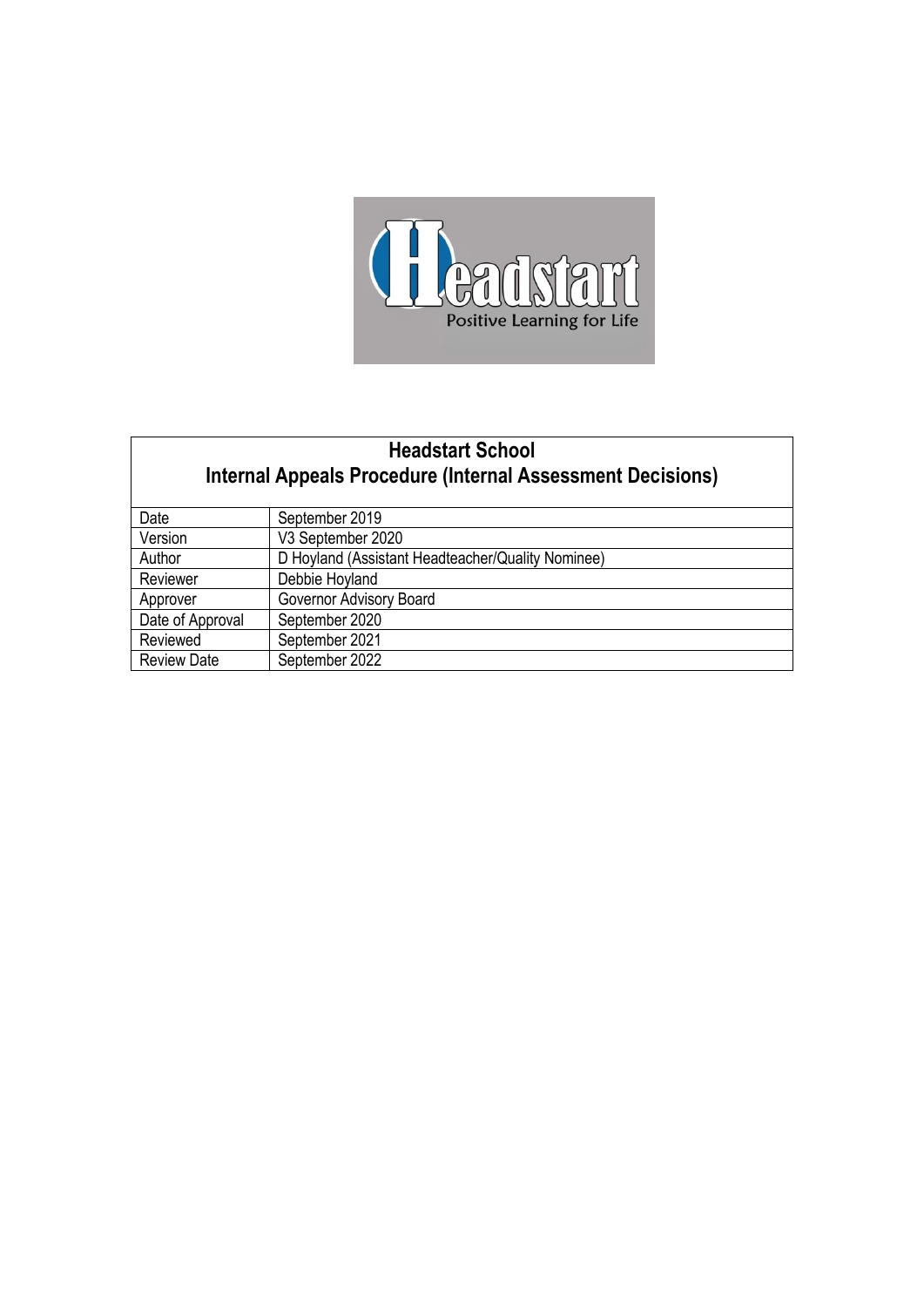# Headstart School
## Internal Appeals Procedure (Internal Assessment Decisions)

| | |
|---|---|
| Date | September 2019 |
| Version | V3 September 2020 |
| Author | D Hoyland (Assistant Headteacher/Quality Nominee) |
| Reviewer | Debbie Hoyland |
| Approver | Governor Advisory Board |
| Date of Approval | September 2020 |
| Reviewed | September 2021 |
| Review Date | September 2022 |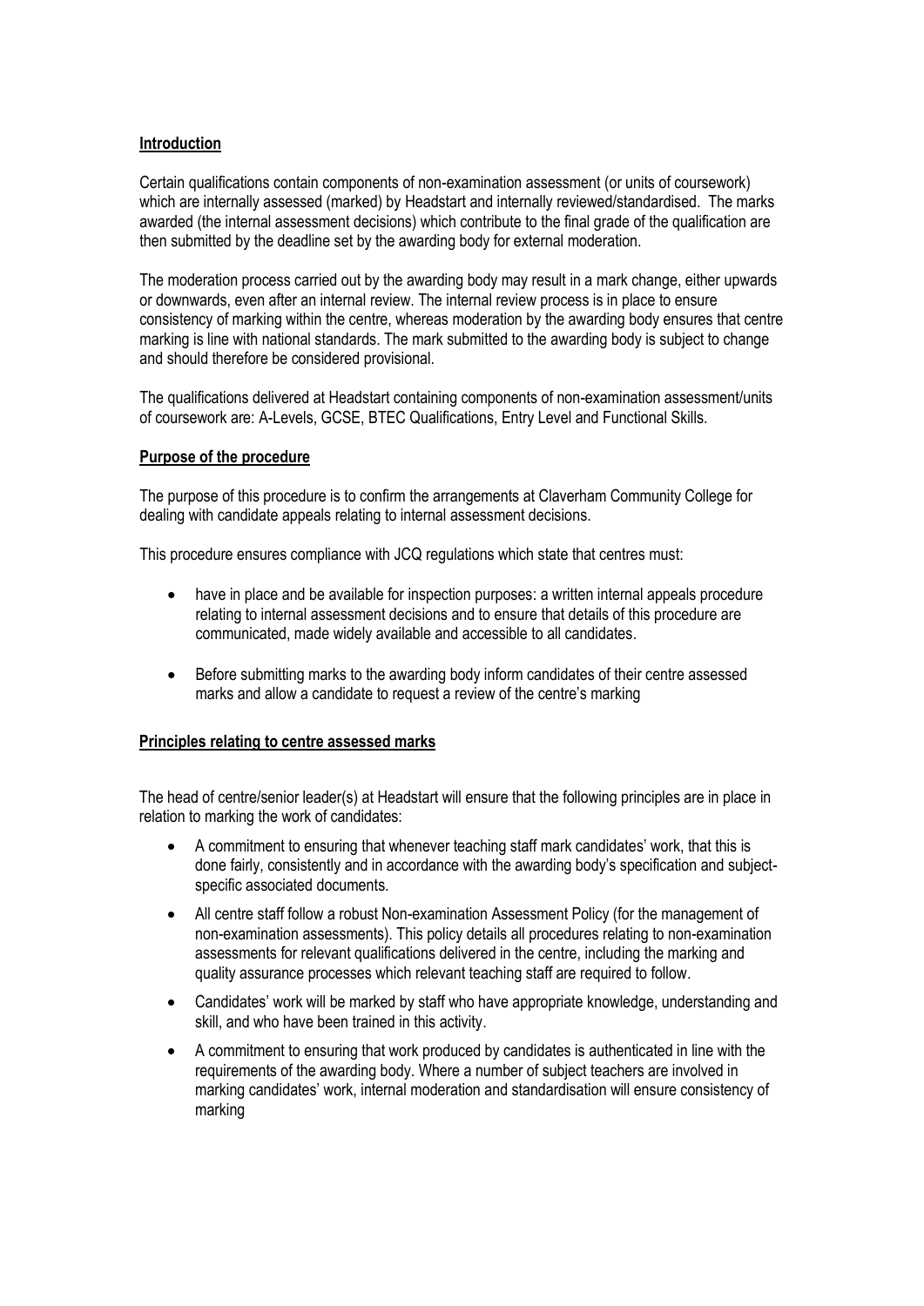**Introduction**

Certain qualifications contain components of non-examination assessment (or units of coursework) which are internally assessed (marked) by Headstart and internally reviewed/standardised. The marks awarded (the internal assessment decisions) which contribute to the final grade of the qualification are then submitted by the deadline set by the awarding body for external moderation.

The moderation process carried out by the awarding body may result in a mark change, either upwards or downwards, even after an internal review. The internal review process is in place to ensure consistency of marking within the centre, whereas moderation by the awarding body ensures that centre marking is line with national standards. The mark submitted to the awarding body is subject to change and should therefore be considered provisional.

The qualifications delivered at Headstart containing components of non-examination assessment/units of coursework are: A-Levels, GCSE, BTEC Qualifications, Entry Level and Functional Skills.

**Purpose of the procedure**

The purpose of this procedure is to confirm the arrangements at Claverham Community College for dealing with candidate appeals relating to internal assessment decisions.

This procedure ensures compliance with JCQ regulations which state that centres must:

- have in place and be available for inspection purposes: a written internal appeals procedure relating to internal assessment decisions and to ensure that details of this procedure are communicated, made widely available and accessible to all candidates.
- Before submitting marks to the awarding body inform candidates of their centre assessed marks and allow a candidate to request a review of the centre's marking

**Principles relating to centre assessed marks**

The head of centre/senior leader(s) at Headstart will ensure that the following principles are in place in relation to marking the work of candidates:

- A commitment to ensuring that whenever teaching staff mark candidates' work, that this is done fairly, consistently and in accordance with the awarding body's specification and subject-specific associated documents.
- All centre staff follow a robust Non-examination Assessment Policy (for the management of non-examination assessments). This policy details all procedures relating to non-examination assessments for relevant qualifications delivered in the centre, including the marking and quality assurance processes which relevant teaching staff are required to follow.
- Candidates' work will be marked by staff who have appropriate knowledge, understanding and skill, and who have been trained in this activity.
- A commitment to ensuring that work produced by candidates is authenticated in line with the requirements of the awarding body. Where a number of subject teachers are involved in marking candidates' work, internal moderation and standardisation will ensure consistency of marking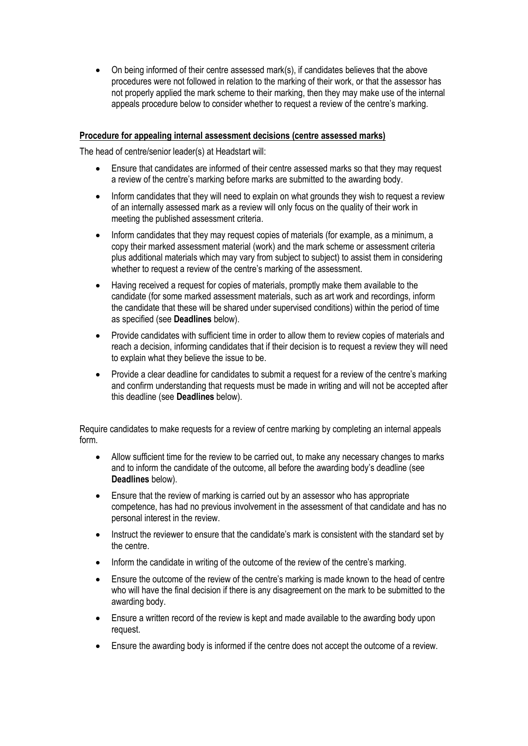- On being informed of their centre assessed mark(s), if candidates believes that the above procedures were not followed in relation to the marking of their work, or that the assessor has not properly applied the mark scheme to their marking, then they may make use of the internal appeals procedure below to consider whether to request a review of the centre's marking.

**Procedure for appealing internal assessment decisions (centre assessed marks)**

The head of centre/senior leader(s) at Headstart will:

- Ensure that candidates are informed of their centre assessed marks so that they may request a review of the centre's marking before marks are submitted to the awarding body.
- Inform candidates that they will need to explain on what grounds they wish to request a review of an internally assessed mark as a review will only focus on the quality of their work in meeting the published assessment criteria.
- Inform candidates that they may request copies of materials (for example, as a minimum, a copy their marked assessment material (work) and the mark scheme or assessment criteria plus additional materials which may vary from subject to subject) to assist them in considering whether to request a review of the centre's marking of the assessment.
- Having received a request for copies of materials, promptly make them available to the candidate (for some marked assessment materials, such as art work and recordings, inform the candidate that these will be shared under supervised conditions) within the period of time as specified (see **Deadlines** below).
- Provide candidates with sufficient time in order to allow them to review copies of materials and reach a decision, informing candidates that if their decision is to request a review they will need to explain what they believe the issue to be.
- Provide a clear deadline for candidates to submit a request for a review of the centre's marking and confirm understanding that requests must be made in writing and will not be accepted after this deadline (see **Deadlines** below).

Require candidates to make requests for a review of centre marking by completing an internal appeals form.

- Allow sufficient time for the review to be carried out, to make any necessary changes to marks and to inform the candidate of the outcome, all before the awarding body's deadline (see **Deadlines** below).
- Ensure that the review of marking is carried out by an assessor who has appropriate competence, has had no previous involvement in the assessment of that candidate and has no personal interest in the review.
- Instruct the reviewer to ensure that the candidate's mark is consistent with the standard set by the centre.
- Inform the candidate in writing of the outcome of the review of the centre's marking.
- Ensure the outcome of the review of the centre's marking is made known to the head of centre who will have the final decision if there is any disagreement on the mark to be submitted to the awarding body.
- Ensure a written record of the review is kept and made available to the awarding body upon request.
- Ensure the awarding body is informed if the centre does not accept the outcome of a review.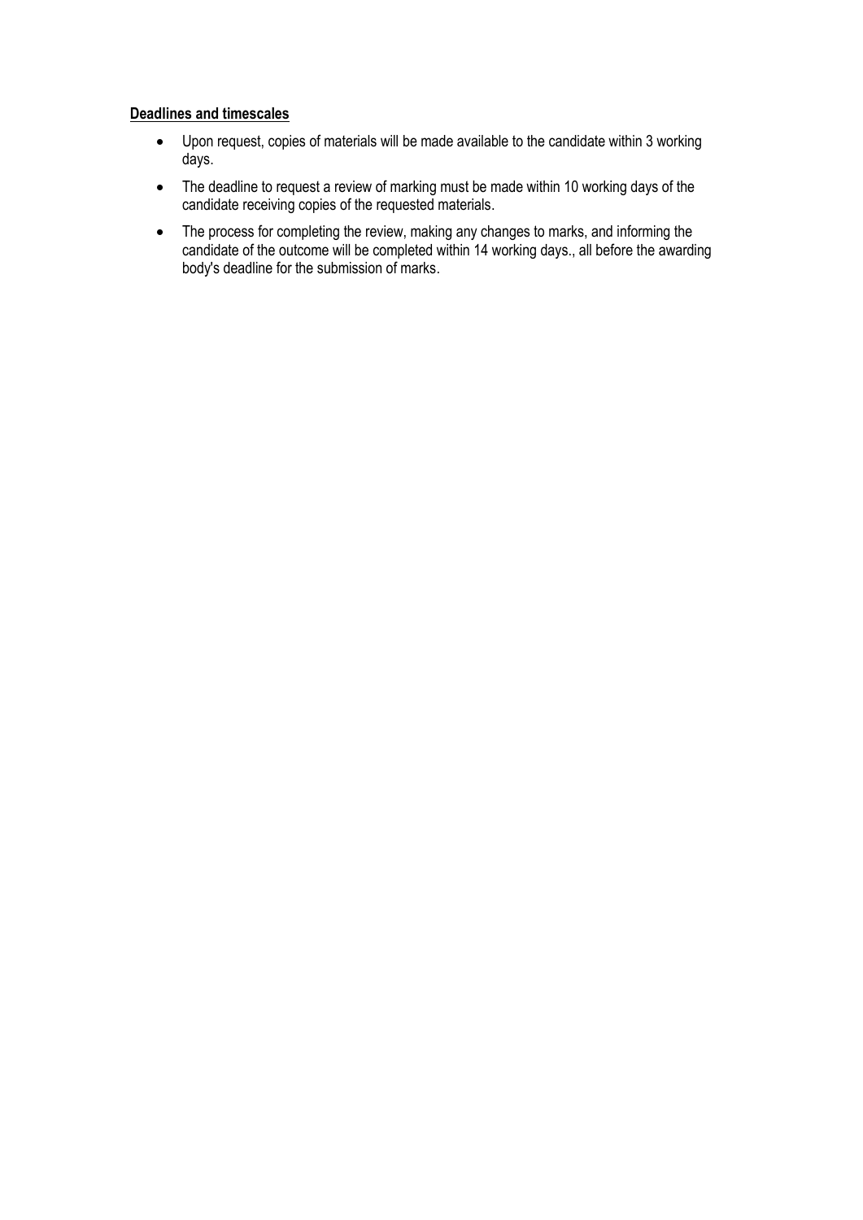**Deadlines and timescales**

- Upon request, copies of materials will be made available to the candidate within 3 working days.
- The deadline to request a review of marking must be made within 10 working days of the candidate receiving copies of the requested materials.
- The process for completing the review, making any changes to marks, and informing the candidate of the outcome will be completed within 14 working days., all before the awarding body's deadline for the submission of marks.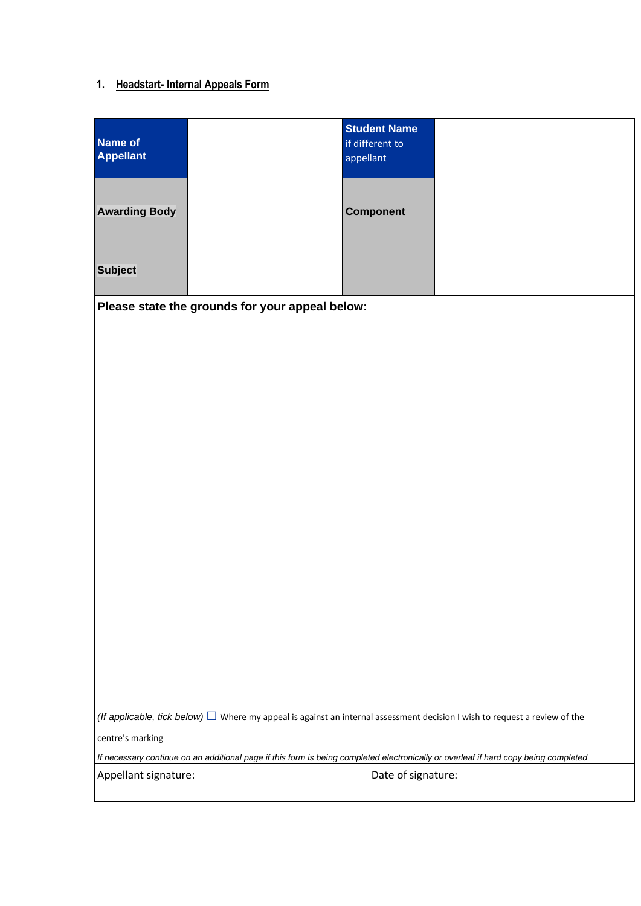## 1. Headstart- Internal Appeals Form

| **Name of Appellant** | | **Student Name** if different to appellant | |
|---|---|---|---|
| **Awarding Body** | | **Component** | |
| **Subject** | | | |

**Please state the grounds for your appeal below:**

*(If applicable, tick below)* ☐ Where my appeal is against an internal assessment decision I wish to request a review of the centre's marking

*If necessary continue on an additional page if this form is being completed electronically or overleaf if hard copy being completed*

Appellant signature: Date of signature: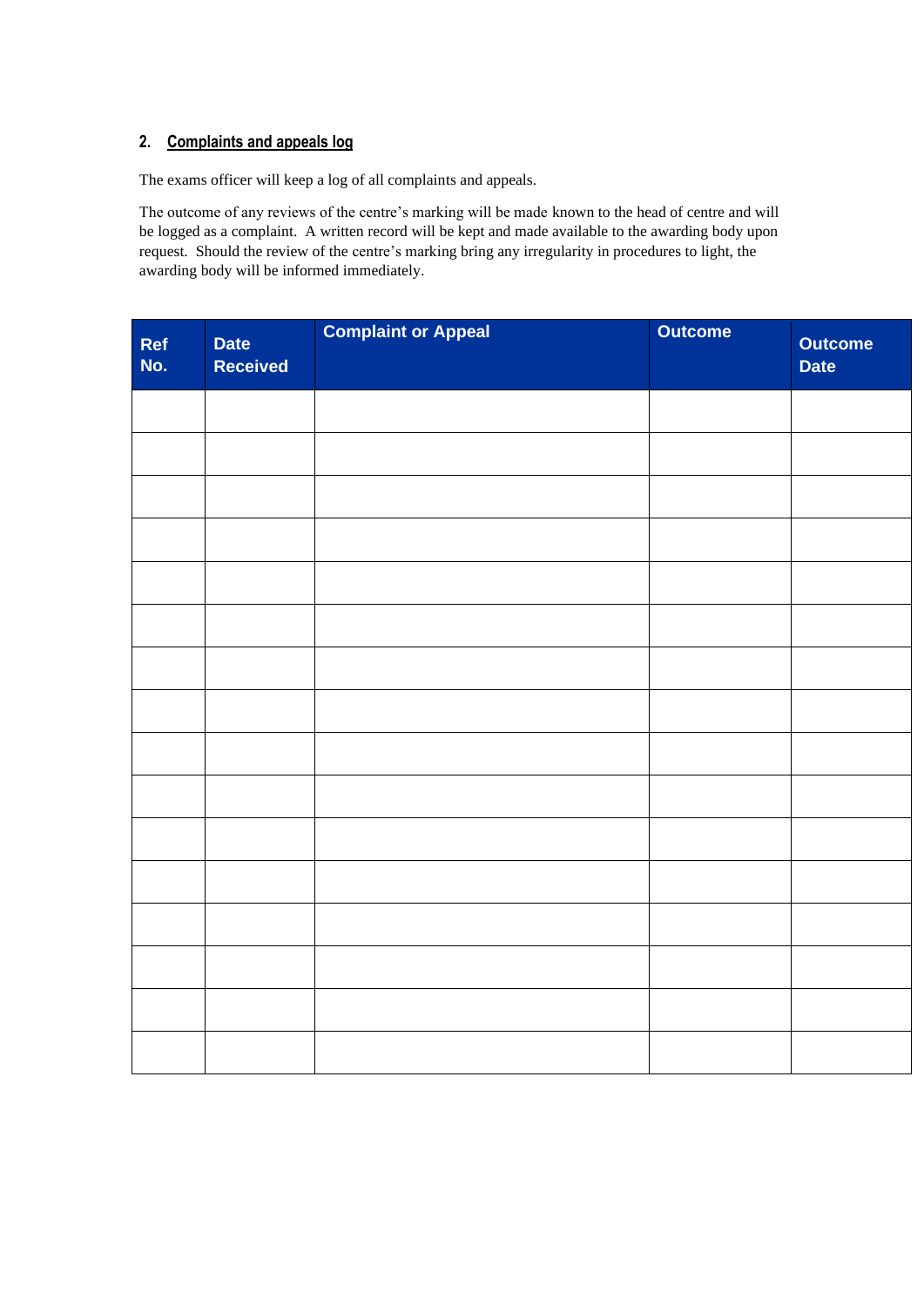## 2. Complaints and appeals log

The exams officer will keep a log of all complaints and appeals.

The outcome of any reviews of the centre's marking will be made known to the head of centre and will be logged as a complaint. A written record will be kept and made available to the awarding body upon request. Should the review of the centre's marking bring any irregularity in procedures to light, the awarding body will be informed immediately.

| Ref No. | Date Received | Complaint or Appeal | Outcome | Outcome Date |
|---|---|---|---|---|
| | | | | |
| | | | | |
| | | | | |
| | | | | |
| | | | | |
| | | | | |
| | | | | |
| | | | | |
| | | | | |
| | | | | |
| | | | | |
| | | | | |
| | | | | |
| | | | | |
| | | | | |
| | | | | |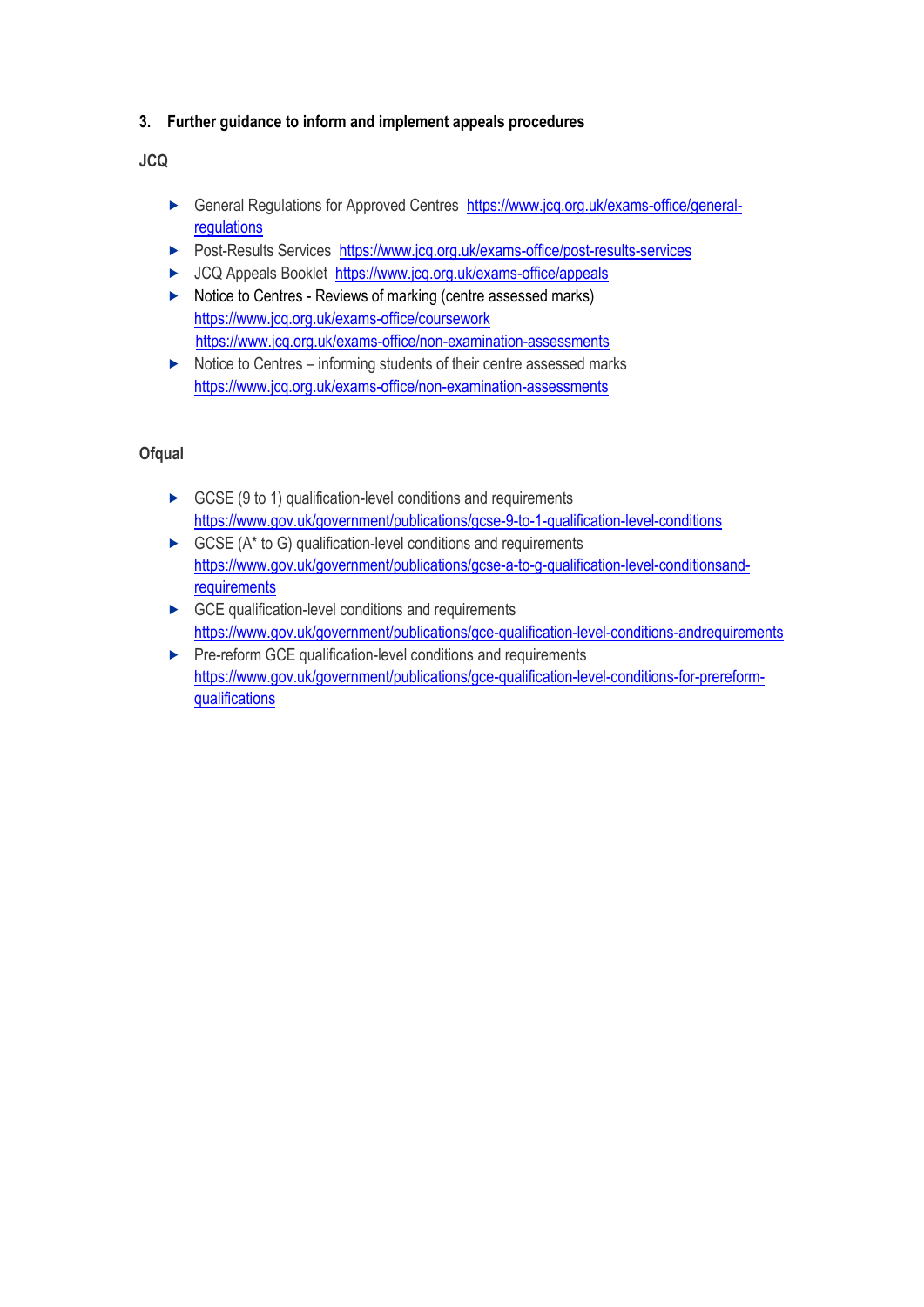### 3. Further guidance to inform and implement appeals procedures

**JCQ**

- General Regulations for Approved Centres https://www.jcq.org.uk/exams-office/general-regulations
- Post-Results Services https://www.jcq.org.uk/exams-office/post-results-services
- JCQ Appeals Booklet https://www.jcq.org.uk/exams-office/appeals
- Notice to Centres - Reviews of marking (centre assessed marks) https://www.jcq.org.uk/exams-office/coursework https://www.jcq.org.uk/exams-office/non-examination-assessments
- Notice to Centres – informing students of their centre assessed marks https://www.jcq.org.uk/exams-office/non-examination-assessments

**Ofqual**

- GCSE (9 to 1) qualification-level conditions and requirements https://www.gov.uk/government/publications/gcse-9-to-1-qualification-level-conditions
- GCSE (A* to G) qualification-level conditions and requirements https://www.gov.uk/government/publications/gcse-a-to-g-qualification-level-conditionsand-requirements
- GCE qualification-level conditions and requirements https://www.gov.uk/government/publications/gce-qualification-level-conditions-andrequirements
- Pre-reform GCE qualification-level conditions and requirements https://www.gov.uk/government/publications/gce-qualification-level-conditions-for-prereform-qualifications